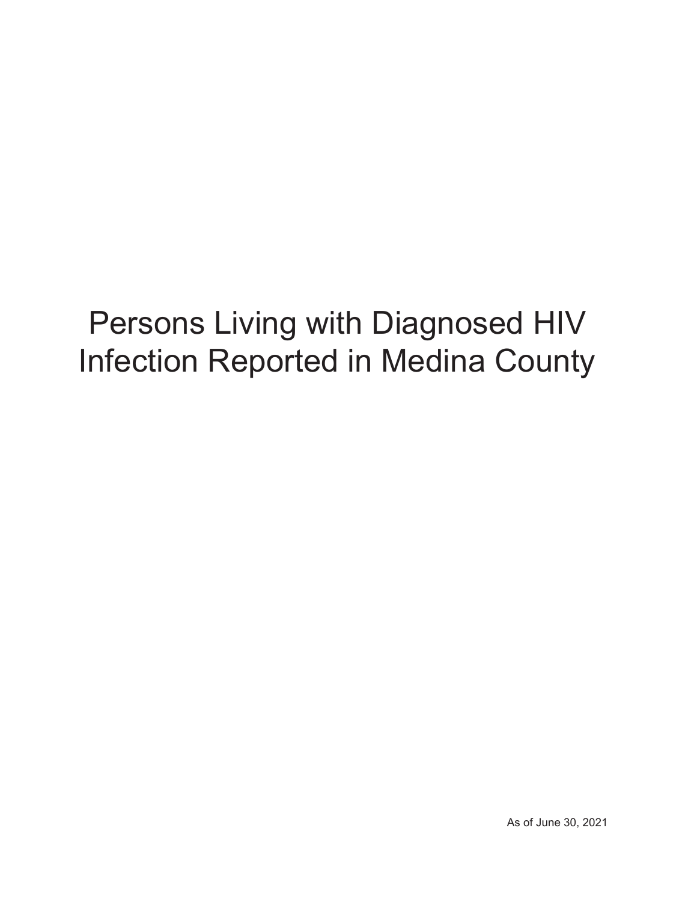# Persons Living with Diagnosed HIV Infection Reported in Medina County

As of June 30, 2021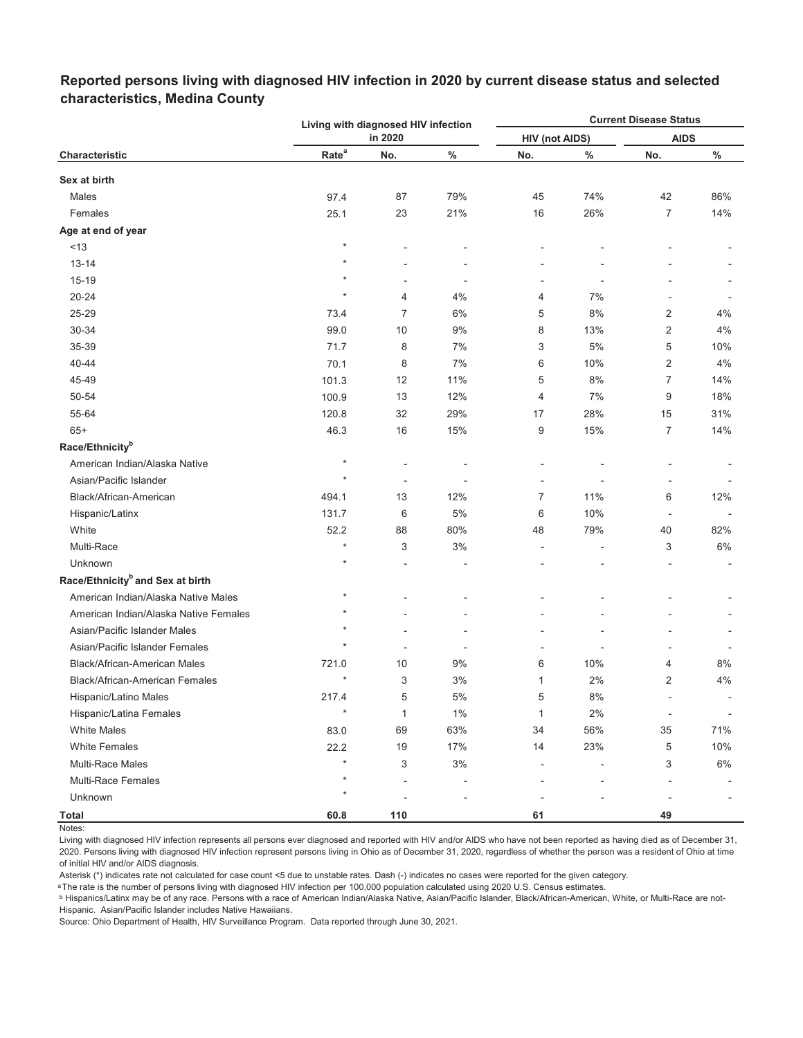## Reported persons living with diagnosed HIV infection in 2020 by current disease status and selected characteristics, Medina County

| Characteristic | Living with diagnosed HIV infection in 2020 | | | Current Disease Status | | | |
|---|---|---|---|---|---|---|---|
| | | | | HIV (not AIDS) | | AIDS | |
| | Rate[a] | No. | % | No. | % | No. | % |
| **Sex at birth** | | | | | | | |
| Males | 97.4 | 87 | 79% | 45 | 74% | 42 | 86% |
| Females | 25.1 | 23 | 21% | 16 | 26% | 7 | 14% |
| **Age at end of year** | | | | | | | |
| <13 | * | - | - | - | - | - | - |
| 13-14 | * | - | - | - | - | - | - |
| 15-19 | * | - | - | - | - | - | - |
| 20-24 | * | 4 | 4% | 4 | 7% | - | - |
| 25-29 | 73.4 | 7 | 6% | 5 | 8% | 2 | 4% |
| 30-34 | 99.0 | 10 | 9% | 8 | 13% | 2 | 4% |
| 35-39 | 71.7 | 8 | 7% | 3 | 5% | 5 | 10% |
| 40-44 | 70.1 | 8 | 7% | 6 | 10% | 2 | 4% |
| 45-49 | 101.3 | 12 | 11% | 5 | 8% | 7 | 14% |
| 50-54 | 100.9 | 13 | 12% | 4 | 7% | 9 | 18% |
| 55-64 | 120.8 | 32 | 29% | 17 | 28% | 15 | 31% |
| 65+ | 46.3 | 16 | 15% | 9 | 15% | 7 | 14% |
| **Race/Ethnicity[b]** | | | | | | | |
| American Indian/Alaska Native | * | - | - | - | - | - | - |
| Asian/Pacific Islander | * | - | - | - | - | - | - |
| Black/African-American | 494.1 | 13 | 12% | 7 | 11% | 6 | 12% |
| Hispanic/Latinx | 131.7 | 6 | 5% | 6 | 10% | - | - |
| White | 52.2 | 88 | 80% | 48 | 79% | 40 | 82% |
| Multi-Race | * | 3 | 3% | - | - | 3 | 6% |
| Unknown | * | - | - | - | - | - | - |
| **Race/Ethnicity[b] and Sex at birth** | | | | | | | |
| American Indian/Alaska Native Males | * | - | - | - | - | - | - |
| American Indian/Alaska Native Females | * | - | - | - | - | - | - |
| Asian/Pacific Islander Males | * | - | - | - | - | - | - |
| Asian/Pacific Islander Females | * | - | - | - | - | - | - |
| Black/African-American Males | 721.0 | 10 | 9% | 6 | 10% | 4 | 8% |
| Black/African-American Females | * | 3 | 3% | 1 | 2% | 2 | 4% |
| Hispanic/Latino Males | 217.4 | 5 | 5% | 5 | 8% | - | - |
| Hispanic/Latina Females | * | 1 | 1% | 1 | 2% | - | - |
| White Males | 83.0 | 69 | 63% | 34 | 56% | 35 | 71% |
| White Females | 22.2 | 19 | 17% | 14 | 23% | 5 | 10% |
| Multi-Race Males | * | 3 | 3% | - | - | 3 | 6% |
| Multi-Race Females | * | - | - | - | - | - | - |
| Unknown | * | - | - | - | - | - | - |
| **Total** | **60.8** | **110** | | **61** | | **49** | |

Notes:

Living with diagnosed HIV infection represents all persons ever diagnosed and reported with HIV and/or AIDS who have not been reported as having died as of December 31, 2020. Persons living with diagnosed HIV infection represent persons living in Ohio as of December 31, 2020, regardless of whether the person was a resident of Ohio at time of initial HIV and/or AIDS diagnosis.

Asterisk (*) indicates rate not calculated for case count <5 due to unstable rates. Dash (-) indicates no cases were reported for the given category.

[a] The rate is the number of persons living with diagnosed HIV infection per 100,000 population calculated using 2020 U.S. Census estimates.

[b] Hispanics/Latinx may be of any race. Persons with a race of American Indian/Alaska Native, Asian/Pacific Islander, Black/African-American, White, or Multi-Race are not-Hispanic. Asian/Pacific Islander includes Native Hawaiians.

Source: Ohio Department of Health, HIV Surveillance Program. Data reported through June 30, 2021.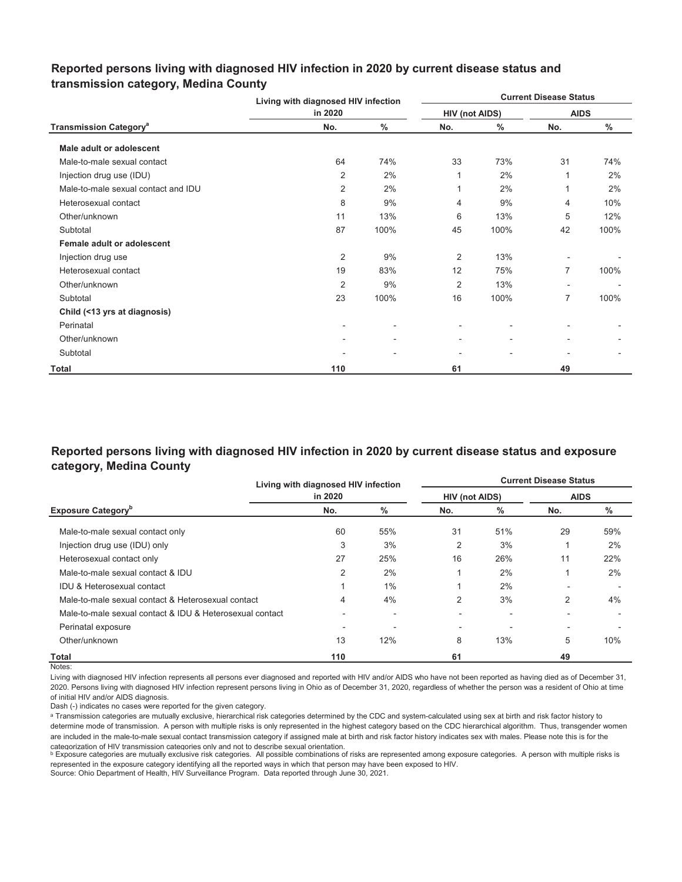## Reported persons living with diagnosed HIV infection in 2020 by current disease status and transmission category, Medina County

| Transmission Category[a] | Living with diagnosed HIV infection in 2020 | | Current Disease Status | | | |
|---|---|---|---|---|---|---|
| | | | HIV (not AIDS) | | AIDS | |
| | No. | % | No. | % | No. | % |
| **Male adult or adolescent** | | | | | | |
| Male-to-male sexual contact | 64 | 74% | 33 | 73% | 31 | 74% |
| Injection drug use (IDU) | 2 | 2% | 1 | 2% | 1 | 2% |
| Male-to-male sexual contact and IDU | 2 | 2% | 1 | 2% | 1 | 2% |
| Heterosexual contact | 8 | 9% | 4 | 9% | 4 | 10% |
| Other/unknown | 11 | 13% | 6 | 13% | 5 | 12% |
| Subtotal | 87 | 100% | 45 | 100% | 42 | 100% |
| **Female adult or adolescent** | | | | | | |
| Injection drug use | 2 | 9% | 2 | 13% | - | - |
| Heterosexual contact | 19 | 83% | 12 | 75% | 7 | 100% |
| Other/unknown | 2 | 9% | 2 | 13% | - | - |
| Subtotal | 23 | 100% | 16 | 100% | 7 | 100% |
| **Child (<13 yrs at diagnosis)** | | | | | | |
| Perinatal | - | - | - | - | - | - |
| Other/unknown | - | - | - | - | - | - |
| Subtotal | - | - | - | - | - | - |
| **Total** | **110** | | **61** | | **49** | |

## Reported persons living with diagnosed HIV infection in 2020 by current disease status and exposure category, Medina County

| Exposure Category[b] | Living with diagnosed HIV infection in 2020 | | Current Disease Status | | | |
|---|---|---|---|---|---|---|
| | | | HIV (not AIDS) | | AIDS | |
| | No. | % | No. | % | No. | % |
| Male-to-male sexual contact only | 60 | 55% | 31 | 51% | 29 | 59% |
| Injection drug use (IDU) only | 3 | 3% | 2 | 3% | 1 | 2% |
| Heterosexual contact only | 27 | 25% | 16 | 26% | 11 | 22% |
| Male-to-male sexual contact & IDU | 2 | 2% | 1 | 2% | 1 | 2% |
| IDU & Heterosexual contact | 1 | 1% | 1 | 2% | - | - |
| Male-to-male sexual contact & Heterosexual contact | 4 | 4% | 2 | 3% | 2 | 4% |
| Male-to-male sexual contact & IDU & Heterosexual contact | - | - | - | - | - | - |
| Perinatal exposure | - | - | - | - | - | - |
| Other/unknown | 13 | 12% | 8 | 13% | 5 | 10% |
| **Total** | **110** | | **61** | | **49** | |

Notes:

Living with diagnosed HIV infection represents all persons ever diagnosed and reported with HIV and/or AIDS who have not been reported as having died as of December 31, 2020. Persons living with diagnosed HIV infection represent persons living in Ohio as of December 31, 2020, regardless of whether the person was a resident of Ohio at time of initial HIV and/or AIDS diagnosis.

Dash (-) indicates no cases were reported for the given category.

[a] Transmission categories are mutually exclusive, hierarchical risk categories determined by the CDC and system-calculated using sex at birth and risk factor history to determine mode of transmission. A person with multiple risks is only represented in the highest category based on the CDC hierarchical algorithm. Thus, transgender women are included in the male-to-male sexual contact transmission category if assigned male at birth and risk factor history indicates sex with males. Please note this is for the categorization of HIV transmission categories only and not to describe sexual orientation.

[b] Exposure categories are mutually exclusive risk categories. All possible combinations of risks are represented among exposure categories. A person with multiple risks is represented in the exposure category identifying all the reported ways in which that person may have been exposed to HIV.

Source: Ohio Department of Health, HIV Surveillance Program. Data reported through June 30, 2021.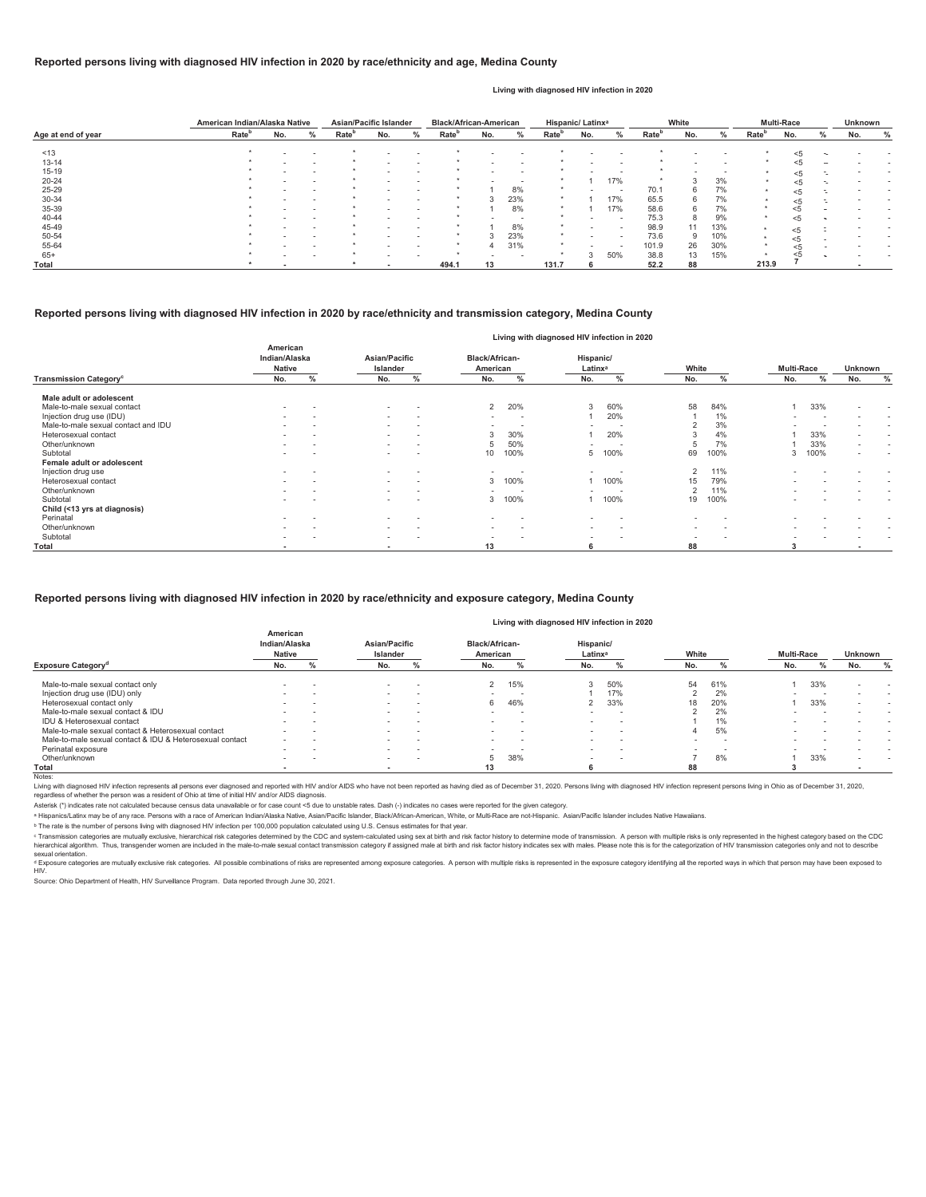## Reported persons living with diagnosed HIV infection in 2020 by race/ethnicity and age, Medina County

Living with diagnosed HIV infection in 2020

| Age at end of year | American Indian/Alaska Native | | | Asian/Pacific Islander | | | Black/African-American | | | Hispanic/ Latinx[a] | | | White | | | Multi-Race | | | Unknown | |
|---|---|---|---|---|---|---|---|---|---|---|---|---|---|---|---|---|---|---|---|---|
| | Rate[b] | No. | % | Rate[b] | No. | % | Rate[b] | No. | % | Rate[b] | No. | % | Rate[b] | No. | % | Rate[b] | No. | % | No. | % |
| <13 | * | - | - | * | - | - | * | - | - | * | - | - | * | - | - | * | <5 | - | - | - |
| 13-14 | * | - | - | * | - | - | * | - | - | * | - | - | * | - | - | * | <5 | - | - | - |
| 15-19 | * | - | - | * | - | - | * | - | - | * | - | - | * | - | - | * | <5 | - | - | - |
| 20-24 | * | - | - | * | - | - | * | - | - | * | 1 | 17% | * | 3 | 3% | * | <5 | - | - | - |
| 25-29 | * | - | - | * | - | - | * | 1 | 8% | * | - | - | 70.1 | 6 | 7% | * | <5 | - | - | - |
| 30-34 | * | - | - | * | - | - | * | 3 | 23% | * | 1 | 17% | 65.5 | 6 | 7% | * | <5 | - | - | - |
| 35-39 | * | - | - | * | - | - | * | 1 | 8% | * | 1 | 17% | 58.6 | 6 | 7% | * | <5 | - | - | - |
| 40-44 | * | - | - | * | - | - | * | - | - | * | - | - | 75.3 | 8 | 9% | * | <5 | - | - | - |
| 45-49 | * | - | - | * | - | - | * | 1 | 8% | * | - | - | 98.9 | 11 | 13% | * | <5 | - | - | - |
| 50-54 | * | - | - | * | - | - | * | 3 | 23% | * | - | - | 73.6 | 9 | 10% | * | <5 | - | - | - |
| 55-64 | * | - | - | * | - | - | * | 4 | 31% | * | - | - | 101.9 | 26 | 30% | * | <5 | - | - | - |
| 65+ | * | - | - | * | - | - | * | - | - | * | 3 | 50% | 38.8 | 13 | 15% | * | <5 | - | - | - |
| Total | * | - | | * | - | | 494.1 | 13 | | 131.7 | 6 | | 52.2 | 88 | | 213.9 | 7 | | - | |

## Reported persons living with diagnosed HIV infection in 2020 by race/ethnicity and transmission category, Medina County

Living with diagnosed HIV infection in 2020

| Transmission Category[c] | American Indian/Alaska Native | | Asian/Pacific Islander | | Black/African-American | | Hispanic/ Latinx[a] | | White | | Multi-Race | | Unknown | |
|---|---|---|---|---|---|---|---|---|---|---|---|---|---|---|
| | No. | % | No. | % | No. | % | No. | % | No. | % | No. | % | No. | % |
| **Male adult or adolescent** | | | | | | | | | | | | | | |
| Male-to-male sexual contact | - | - | - | - | 2 | 20% | 3 | 60% | 58 | 84% | 1 | 33% | - | - |
| Injection drug use (IDU) | - | - | - | - | - | - | 1 | 20% | 1 | 1% | - | - | - | - |
| Male-to-male sexual contact and IDU | - | - | - | - | - | - | - | - | 2 | 3% | - | - | - | - |
| Heterosexual contact | - | - | - | - | 3 | 30% | 1 | 20% | 3 | 4% | 1 | 33% | - | - |
| Other/unknown | - | - | - | - | 5 | 50% | - | - | 5 | 7% | 1 | 33% | - | - |
| Subtotal | - | - | - | - | 10 | 100% | 5 | 100% | 69 | 100% | 3 | 100% | - | - |
| **Female adult or adolescent** | | | | | | | | | | | | | | |
| Injection drug use | - | - | - | - | - | - | - | - | 2 | 11% | - | - | - | - |
| Heterosexual contact | - | - | - | - | 3 | 100% | 1 | 100% | 15 | 79% | - | - | - | - |
| Other/unknown | - | - | - | - | - | - | - | - | 2 | 11% | - | - | - | - |
| Subtotal | - | - | - | - | 3 | 100% | 1 | 100% | 19 | 100% | - | - | - | - |
| **Child (<13 yrs at diagnosis)** | | | | | | | | | | | | | | |
| Perinatal | - | - | - | - | - | - | - | - | - | - | - | - | - | - |
| Other/unknown | - | - | - | - | - | - | - | - | - | - | - | - | - | - |
| Subtotal | - | - | - | - | - | - | - | - | - | - | - | - | - | - |
| Total | - | | - | | 13 | | 6 | | 88 | | 3 | | - | |

## Reported persons living with diagnosed HIV infection in 2020 by race/ethnicity and exposure category, Medina County

Living with diagnosed HIV infection in 2020

| Exposure Category[d] | American Indian/Alaska Native | | Asian/Pacific Islander | | Black/African-American | | Hispanic/ Latinx[a] | | White | | Multi-Race | | Unknown | |
|---|---|---|---|---|---|---|---|---|---|---|---|---|---|---|
| | No. | % | No. | % | No. | % | No. | % | No. | % | No. | % | No. | % |
| Male-to-male sexual contact only | - | - | - | - | 2 | 15% | 3 | 50% | 54 | 61% | 1 | 33% | - | - |
| Injection drug use (IDU) only | - | - | - | - | - | - | 1 | 17% | 2 | 2% | - | - | - | - |
| Heterosexual contact only | - | - | - | - | 6 | 46% | 2 | 33% | 18 | 20% | 1 | 33% | - | - |
| Male-to-male sexual contact & IDU | - | - | - | - | - | - | - | - | 2 | 2% | - | - | - | - |
| IDU & Heterosexual contact | - | - | - | - | - | - | - | - | 1 | 1% | - | - | - | - |
| Male-to-male sexual contact & Heterosexual contact | - | - | - | - | - | - | - | - | 4 | 5% | - | - | - | - |
| Male-to-male sexual contact & IDU & Heterosexual contact | - | - | - | - | - | - | - | - | - | - | - | - | - | - |
| Perinatal exposure | - | - | - | - | - | - | - | - | - | - | - | - | - | - |
| Other/unknown | - | - | - | - | 5 | 38% | - | - | 7 | 8% | 1 | 33% | - | - |
| Total | - | | - | | 13 | | 6 | | 88 | | 3 | | - | |

Notes:

Living with diagnosed HIV infection represents all persons ever diagnosed and reported with HIV and/or AIDS who have not been reported as having died as of December 31, 2020. Persons living with diagnosed HIV infection represent persons living in Ohio as of December 31, 2020, regardless of whether the person was a resident of Ohio at time of initial HIV and/or AIDS diagnosis.

Asterisk (*) indicates rate not calculated because census data unavailable or for case count <5 due to unstable rates. Dash (-) indicates no cases were reported for the given category.

[a] Hispanics/Latinx may be of any race. Persons with a race of American Indian/Alaska Native, Asian/Pacific Islander, Black/African-American, White, or Multi-Race are not-Hispanic. Asian/Pacific Islander includes Native Hawaiians.

[b] The rate is the number of persons living with diagnosed HIV infection per 100,000 population calculated using U.S. Census estimates for that year.

[c] Transmission categories are mutually exclusive, hierarchical risk categories determined by the CDC and system-calculated using sex at birth and risk factor history to determine mode of transmission. A person with multiple risks is only represented in the highest category based on the CDC hierarchical algorithm. Thus, transgender women are included in the male-to-male sexual contact transmission category if assigned male at birth and risk factor history indicates sex with males. Please note this is for the categorization of HIV transmission categories only and not to describe sexual orientation.

[d] Exposure categories are mutually exclusive risk categories. All possible combinations of risks are represented among exposure categories. A person with multiple risks is represented in the exposure category identifying all the reported ways in which that person may have been exposed to HIV.

Source: Ohio Department of Health, HIV Surveillance Program. Data reported through June 30, 2021.